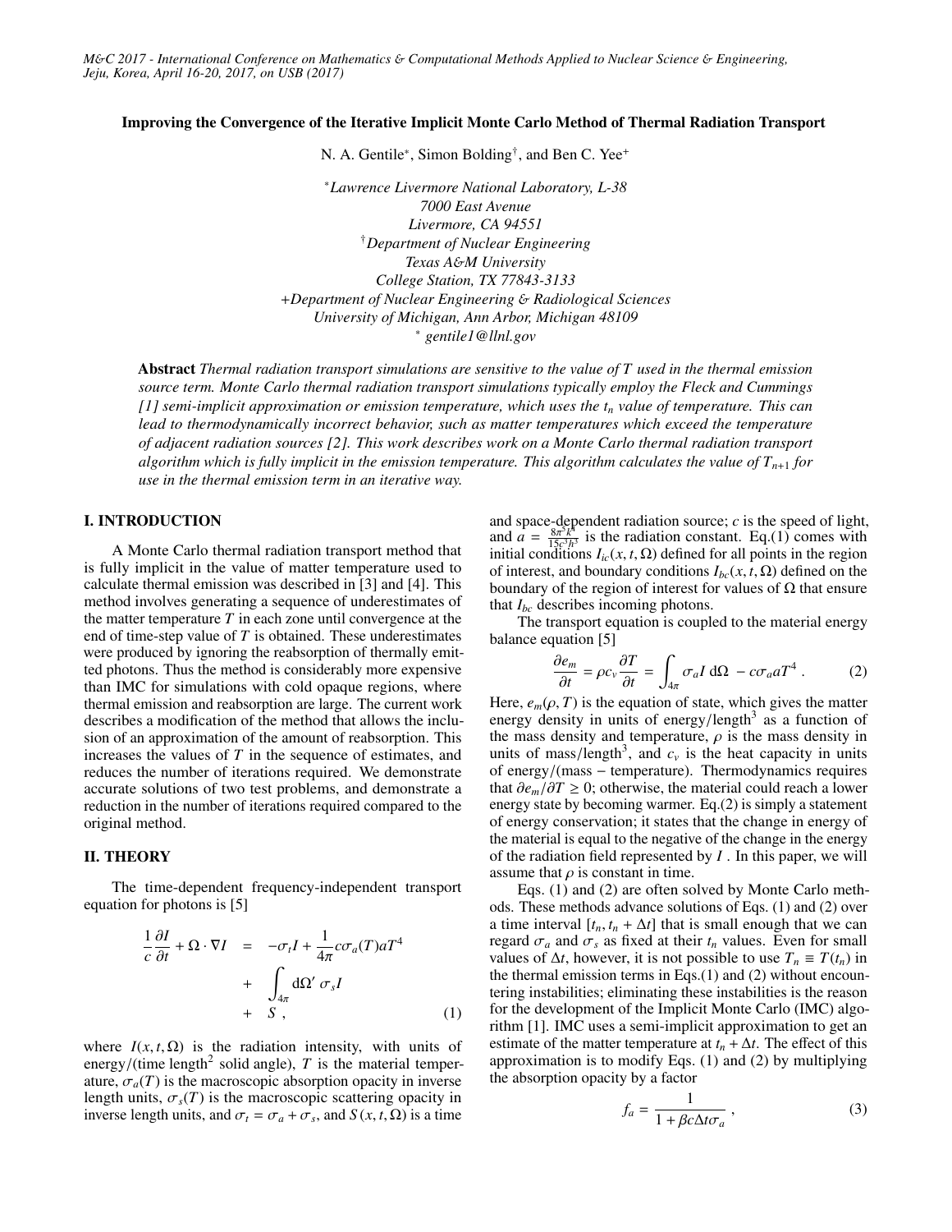# Improving the Convergence of the Iterative Implicit Monte Carlo Method of Thermal Radiation Transport

N. A. Gentile*, Simon Bolding†, and Ben C. Yee+

*Lawrence Livermore National Laboratory, L-38
7000 East Avenue
Livermore, CA 94551
†Department of Nuclear Engineering
Texas A&M University
College Station, TX 77843-3133
+Department of Nuclear Engineering & Radiological Sciences
University of Michigan, Ann Arbor, Michigan 48109
* gentile1@llnl.gov

**Abstract** *Thermal radiation transport simulations are sensitive to the value of $T$ used in the thermal emission source term. Monte Carlo thermal radiation transport simulations typically employ the Fleck and Cummings [1] semi-implicit approximation or emission temperature, which uses the $t_n$ value of temperature. This can lead to thermodynamically incorrect behavior, such as matter temperatures which exceed the temperature of adjacent radiation sources [2]. This work describes work on a Monte Carlo thermal radiation transport algorithm which is fully implicit in the emission temperature. This algorithm calculates the value of $T_{n+1}$ for use in the thermal emission term in an iterative way.*

## I. INTRODUCTION

A Monte Carlo thermal radiation transport method that is fully implicit in the value of matter temperature used to calculate thermal emission was described in [3] and [4]. This method involves generating a sequence of underestimates of the matter temperature $T$ in each zone until convergence at the end of time-step value of $T$ is obtained. These underestimates were produced by ignoring the reabsorption of thermally emitted photons. Thus the method is considerably more expensive than IMC for simulations with cold opaque regions, where thermal emission and reabsorption are large. The current work describes a modification of the method that allows the inclusion of an approximation of the amount of reabsorption. This increases the values of $T$ in the sequence of estimates, and reduces the number of iterations required. We demonstrate accurate solutions of two test problems, and demonstrate a reduction in the number of iterations required compared to the original method.

## II. THEORY

The time-dependent frequency-independent transport equation for photons is [5]

$$
\begin{aligned}
\frac{1}{c}\frac{\partial I}{\partial t} + \Omega \cdot \nabla I &= -\sigma_t I + \frac{1}{4\pi} c\sigma_a(T) a T^4 \\
&+ \int_{4\pi} \mathrm{d}\Omega' \; \sigma_s I \\
&+ S \, , \qquad (1)
\end{aligned}
$$

where $I(x, t, \Omega)$ is the radiation intensity, with units of energy/(time length$^2$ solid angle), $T$ is the material temperature, $\sigma_a(T)$ is the macroscopic absorption opacity in inverse length units, $\sigma_s(T)$ is the macroscopic scattering opacity in inverse length units, and $\sigma_t = \sigma_a + \sigma_s$, and $S(x, t, \Omega)$ is a time and space-dependent radiation source; $c$ is the speed of light, and $a = \frac{8\pi^5 k^4}{15c^3h^3}$ is the radiation constant. Eq.(1) comes with initial conditions $I_{ic}(x, t, \Omega)$ defined for all points in the region of interest, and boundary conditions $I_{bc}(x, t, \Omega)$ defined on the boundary of the region of interest for values of $\Omega$ that ensure that $I_{bc}$ describes incoming photons.

The transport equation is coupled to the material energy balance equation [5]

$$
\frac{\partial e_m}{\partial t} = \rho c_v \frac{\partial T}{\partial t} = \int_{4\pi} \sigma_a I \; \mathrm{d}\Omega \; - c\sigma_a a T^4 \, . \qquad (2)
$$

Here, $e_m(\rho, T)$ is the equation of state, which gives the matter energy density in units of energy/length$^3$ as a function of the mass density and temperature, $\rho$ is the mass density in units of mass/length$^3$, and $c_v$ is the heat capacity in units of energy/(mass − temperature). Thermodynamics requires that $\partial e_m/\partial T \geq 0$; otherwise, the material could reach a lower energy state by becoming warmer. Eq.(2) is simply a statement of energy conservation; it states that the change in energy of the material is equal to the negative of the change in the energy of the radiation field represented by $I$ . In this paper, we will assume that $\rho$ is constant in time.

Eqs. (1) and (2) are often solved by Monte Carlo methods. These methods advance solutions of Eqs. (1) and (2) over a time interval $[t_n, t_n + \Delta t]$ that is small enough that we can regard $\sigma_a$ and $\sigma_s$ as fixed at their $t_n$ values. Even for small values of $\Delta t$, however, it is not possible to use $T_n \equiv T(t_n)$ in the thermal emission terms in Eqs.(1) and (2) without encountering instabilities; eliminating these instabilities is the reason for the development of the Implicit Monte Carlo (IMC) algorithm [1]. IMC uses a semi-implicit approximation to get an estimate of the matter temperature at $t_n + \Delta t$. The effect of this approximation is to modify Eqs. (1) and (2) by multiplying the absorption opacity by a factor

$$
f_a = \frac{1}{1 + \beta c \Delta t \sigma_a} \, , \qquad (3)
$$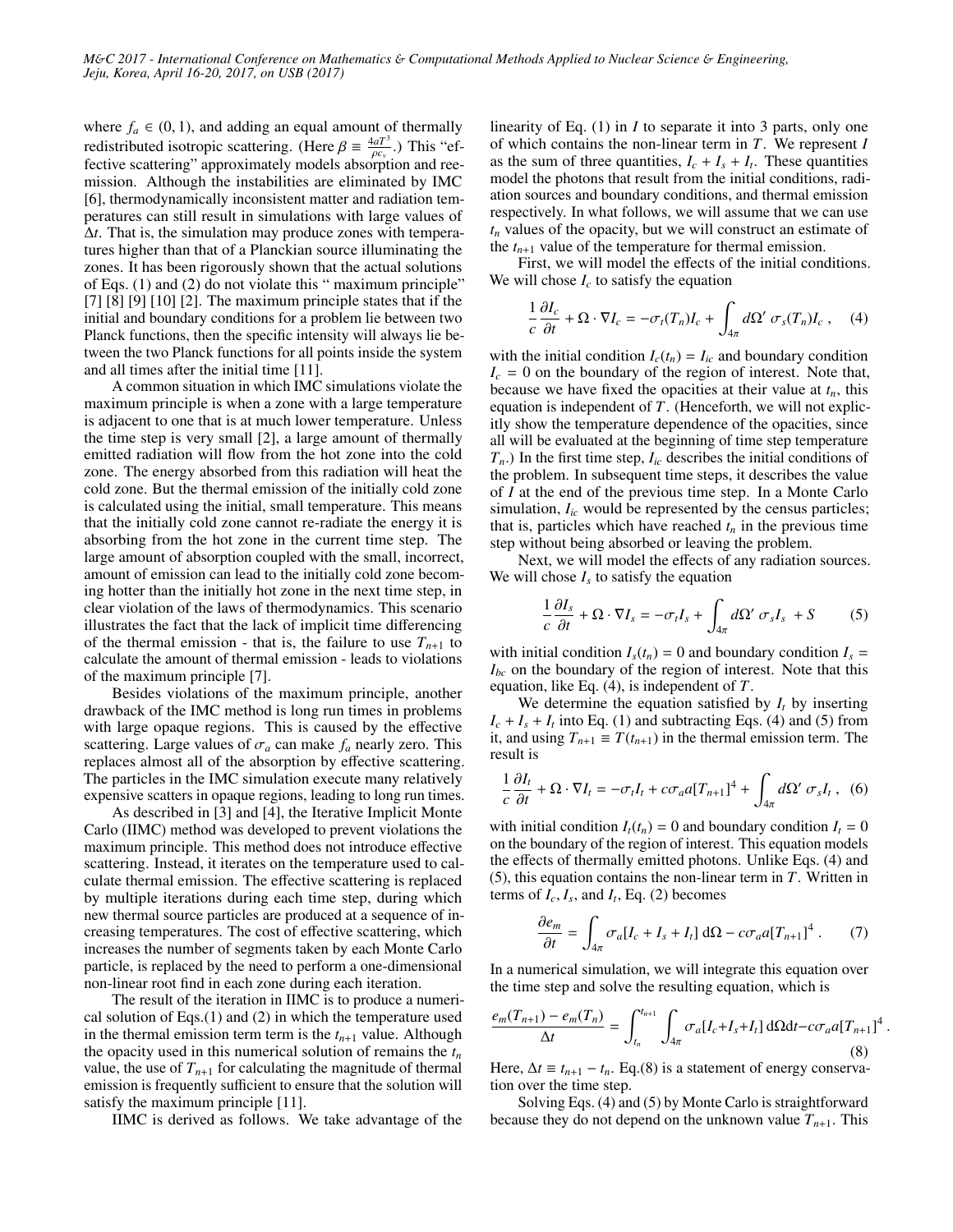where $f_a \in (0, 1)$, and adding an equal amount of thermally redistributed isotropic scattering. (Here $\beta \equiv \frac{4aT^3}{\rho c_v}$.) This "effective scattering" approximately models absorption and reemission. Although the instabilities are eliminated by IMC [6], thermodynamically inconsistent matter and radiation temperatures can still result in simulations with large values of $\Delta t$. That is, the simulation may produce zones with temperatures higher than that of a Planckian source illuminating the zones. It has been rigorously shown that the actual solutions of Eqs. (1) and (2) do not violate this " maximum principle" [7] [8] [9] [10] [2]. The maximum principle states that if the initial and boundary conditions for a problem lie between two Planck functions, then the specific intensity will always lie between the two Planck functions for all points inside the system and all times after the initial time [11].

A common situation in which IMC simulations violate the maximum principle is when a zone with a large temperature is adjacent to one that is at much lower temperature. Unless the time step is very small [2], a large amount of thermally emitted radiation will flow from the hot zone into the cold zone. The energy absorbed from this radiation will heat the cold zone. But the thermal emission of the initially cold zone is calculated using the initial, small temperature. This means that the initially cold zone cannot re-radiate the energy it is absorbing from the hot zone in the current time step. The large amount of absorption coupled with the small, incorrect, amount of emission can lead to the initially cold zone becoming hotter than the initially hot zone in the next time step, in clear violation of the laws of thermodynamics. This scenario illustrates the fact that the lack of implicit time differencing of the thermal emission - that is, the failure to use $T_{n+1}$ to calculate the amount of thermal emission - leads to violations of the maximum principle [7].

Besides violations of the maximum principle, another drawback of the IMC method is long run times in problems with large opaque regions. This is caused by the effective scattering. Large values of $\sigma_a$ can make $f_a$ nearly zero. This replaces almost all of the absorption by effective scattering. The particles in the IMC simulation execute many relatively expensive scatters in opaque regions, leading to long run times.

As described in [3] and [4], the Iterative Implicit Monte Carlo (IIMC) method was developed to prevent violations the maximum principle. This method does not introduce effective scattering. Instead, it iterates on the temperature used to calculate thermal emission. The effective scattering is replaced by multiple iterations during each time step, during which new thermal source particles are produced at a sequence of increasing temperatures. The cost of effective scattering, which increases the number of segments taken by each Monte Carlo particle, is replaced by the need to perform a one-dimensional non-linear root find in each zone during each iteration.

The result of the iteration in IIMC is to produce a numerical solution of Eqs.(1) and (2) in which the temperature used in the thermal emission term term is the $t_{n+1}$ value. Although the opacity used in this numerical solution of remains the $t_n$ value, the use of $T_{n+1}$ for calculating the magnitude of thermal emission is frequently sufficient to ensure that the solution will satisfy the maximum principle [11].

IIMC is derived as follows. We take advantage of the linearity of Eq. (1) in $I$ to separate it into 3 parts, only one of which contains the non-linear term in $T$. We represent $I$ as the sum of three quantities, $I_c + I_s + I_t$. These quantities model the photons that result from the initial conditions, radiation sources and boundary conditions, and thermal emission respectively. In what follows, we will assume that we can use $t_n$ values of the opacity, but we will construct an estimate of the $t_{n+1}$ value of the temperature for thermal emission.

First, we will model the effects of the initial conditions. We will chose $I_c$ to satisfy the equation

$$\frac{1}{c}\frac{\partial I_c}{\partial t} + \Omega \cdot \nabla I_c = -\sigma_t(T_n)I_c + \int_{4\pi} d\Omega' \; \sigma_s(T_n)I_c \;, \quad (4)$$

with the initial condition $I_c(t_n) = I_{ic}$ and boundary condition $I_c = 0$ on the boundary of the region of interest. Note that, because we have fixed the opacities at their value at $t_n$, this equation is independent of $T$. (Henceforth, we will not explicitly show the temperature dependence of the opacities, since all will be evaluated at the beginning of time step temperature $T_n$.) In the first time step, $I_{ic}$ describes the initial conditions of the problem. In subsequent time steps, it describes the value of $I$ at the end of the previous time step. In a Monte Carlo simulation, $I_{ic}$ would be represented by the census particles; that is, particles which have reached $t_n$ in the previous time step without being absorbed or leaving the problem.

Next, we will model the effects of any radiation sources. We will chose $I_s$ to satisfy the equation

$$\frac{1}{c}\frac{\partial I_s}{\partial t} + \Omega \cdot \nabla I_s = -\sigma_t I_s + \int_{4\pi} d\Omega' \; \sigma_s I_s \; + S \quad (5)$$

with initial condition $I_s(t_n) = 0$ and boundary condition $I_s = I_{bc}$ on the boundary of the region of interest. Note that this equation, like Eq. (4), is independent of $T$.

We determine the equation satisfied by $I_t$ by inserting $I_c + I_s + I_t$ into Eq. (1) and subtracting Eqs. (4) and (5) from it, and using $T_{n+1} \equiv T(t_{n+1})$ in the thermal emission term. The result is

$$\frac{1}{c}\frac{\partial I_t}{\partial t} + \Omega \cdot \nabla I_t = -\sigma_t I_t + c\sigma_a a[T_{n+1}]^4 + \int_{4\pi} d\Omega' \; \sigma_s I_t \;, \quad (6)$$

with initial condition $I_t(t_n) = 0$ and boundary condition $I_t = 0$ on the boundary of the region of interest. This equation models the effects of thermally emitted photons. Unlike Eqs. (4) and (5), this equation contains the non-linear term in $T$. Written in terms of $I_c$, $I_s$, and $I_t$, Eq. (2) becomes

$$\frac{\partial e_m}{\partial t} = \int_{4\pi} \sigma_a[I_c + I_s + I_t] \, d\Omega - c\sigma_a a[T_{n+1}]^4 \,. \quad (7)$$

In a numerical simulation, we will integrate this equation over the time step and solve the resulting equation, which is

$$\frac{e_m(T_{n+1}) - e_m(T_n)}{\Delta t} = \int_{t_n}^{t_{n+1}} \int_{4\pi} \sigma_a[I_c + I_s + I_t] \, d\Omega dt - c\sigma_a a[T_{n+1}]^4 \,. \quad (8)$$

Here, $\Delta t \equiv t_{n+1} - t_n$. Eq.(8) is a statement of energy conservation over the time step.

Solving Eqs. (4) and (5) by Monte Carlo is straightforward because they do not depend on the unknown value $T_{n+1}$. This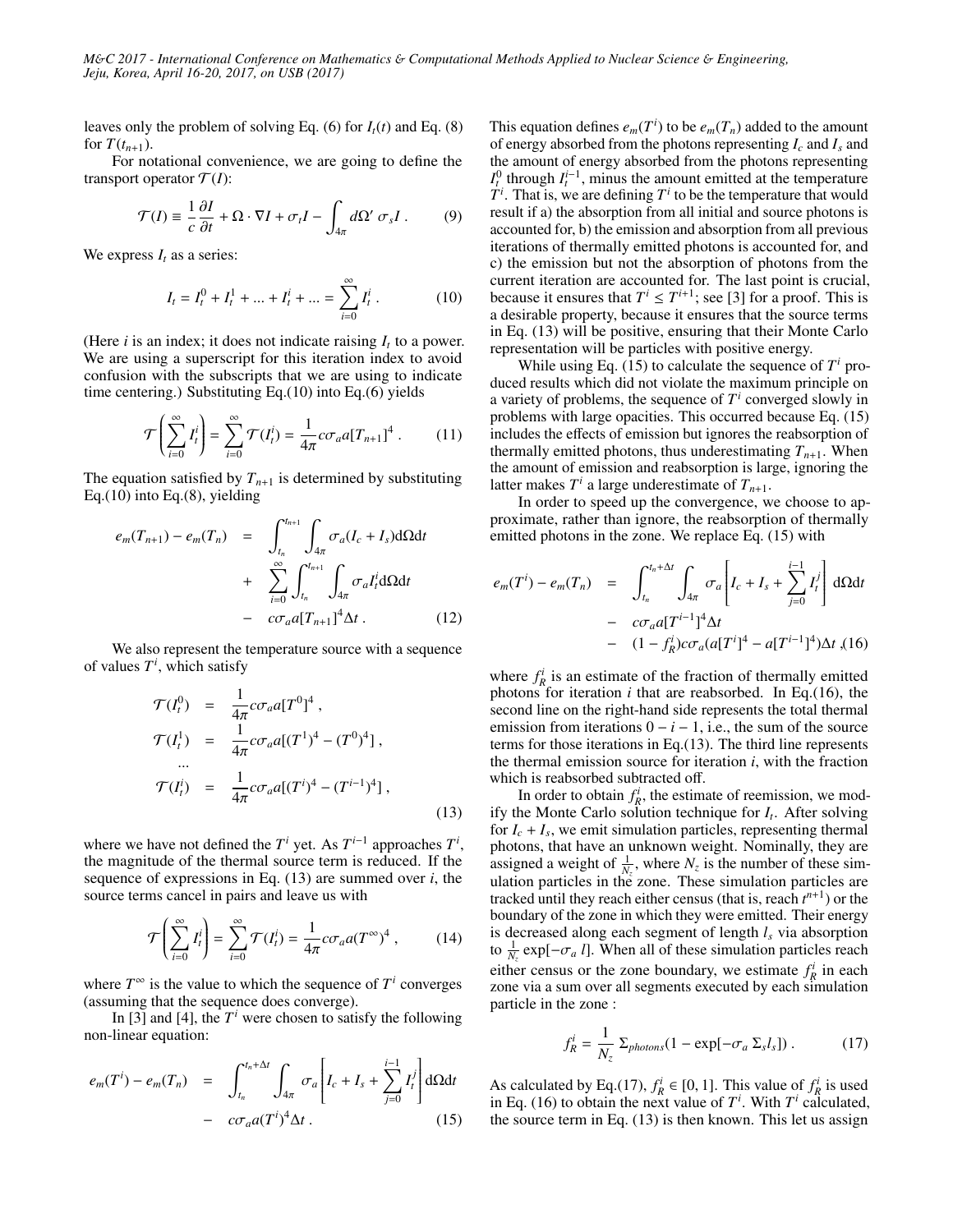leaves only the problem of solving Eq. (6) for $I_t(t)$ and Eq. (8) for $T(t_{n+1})$.

For notational convenience, we are going to define the transport operator $\mathcal{T}(I)$:

$$\mathcal{T}(I) \equiv \frac{1}{c}\frac{\partial I}{\partial t} + \Omega \cdot \nabla I + \sigma_t I - \int_{4\pi} d\Omega' \, \sigma_s I \,. \tag{9}$$

We express $I_t$ as a series:

$$I_t = I_t^0 + I_t^1 + ... + I_t^i + ... = \sum_{i=0}^{\infty} I_t^i \,. \tag{10}$$

(Here $i$ is an index; it does not indicate raising $I_t$ to a power. We are using a superscript for this iteration index to avoid confusion with the subscripts that we are using to indicate time centering.) Substituting Eq.(10) into Eq.(6) yields

$$\mathcal{T}\left(\sum_{i=0}^{\infty} I_t^i\right) = \sum_{i=0}^{\infty} \mathcal{T}(I_t^i) = \frac{1}{4\pi} c\sigma_a a [T_{n+1}]^4 \,. \tag{11}$$

The equation satisfied by $T_{n+1}$ is determined by substituting Eq.(10) into Eq.(8), yielding

$$\begin{aligned} e_m(T_{n+1}) - e_m(T_n) &= \int_{t_n}^{t_{n+1}} \int_{4\pi} \sigma_a (I_c + I_s) \mathrm{d}\Omega \mathrm{d}t \\ &+ \sum_{i=0}^{\infty} \int_{t_n}^{t_{n+1}} \int_{4\pi} \sigma_a I_t^i \mathrm{d}\Omega \mathrm{d}t \\ &- c\sigma_a a [T_{n+1}]^4 \Delta t \,. \end{aligned} \tag{12}$$

We also represent the temperature source with a sequence of values $T^i$, which satisfy

$$\begin{aligned} \mathcal{T}(I_t^0) &= \frac{1}{4\pi} c\sigma_a a [T^0]^4 \,, \\ \mathcal{T}(I_t^1) &= \frac{1}{4\pi} c\sigma_a a [(T^1)^4 - (T^0)^4] \,, \\ &... \\ \mathcal{T}(I_t^i) &= \frac{1}{4\pi} c\sigma_a a [(T^i)^4 - (T^{i-1})^4] \,, \end{aligned} \tag{13}$$

where we have not defined the $T^i$ yet. As $T^{i-1}$ approaches $T^i$, the magnitude of the thermal source term is reduced. If the sequence of expressions in Eq. (13) are summed over $i$, the source terms cancel in pairs and leave us with

$$\mathcal{T}\left(\sum_{i=0}^{\infty} I_t^i\right) = \sum_{i=0}^{\infty} \mathcal{T}(I_t^i) = \frac{1}{4\pi} c\sigma_a a (T^{\infty})^4 \,, \tag{14}$$

where $T^{\infty}$ is the value to which the sequence of $T^i$ converges (assuming that the sequence does converge).

In [3] and [4], the $T^i$ were chosen to satisfy the following non-linear equation:

$$\begin{aligned} e_m(T^i) - e_m(T_n) &= \int_{t_n}^{t_n+\Delta t} \int_{4\pi} \sigma_a \left[ I_c + I_s + \sum_{j=0}^{i-1} I_t^j \right] \mathrm{d}\Omega \mathrm{d}t \\ &- c\sigma_a a (T^i)^4 \Delta t \,. \end{aligned} \tag{15}$$

This equation defines $e_m(T^i)$ to be $e_m(T_n)$ added to the amount of energy absorbed from the photons representing $I_c$ and $I_s$ and the amount of energy absorbed from the photons representing $I_t^0$ through $I_t^{i-1}$, minus the amount emitted at the temperature $T^i$. That is, we are defining $T^i$ to be the temperature that would result if a) the absorption from all initial and source photons is accounted for, b) the emission and absorption from all previous iterations of thermally emitted photons is accounted for, and c) the emission but not the absorption of photons from the current iteration are accounted for. The last point is crucial, because it ensures that $T^i \le T^{i+1}$; see [3] for a proof. This is a desirable property, because it ensures that the source terms in Eq. (13) will be positive, ensuring that their Monte Carlo representation will be particles with positive energy.

While using Eq. (15) to calculate the sequence of $T^i$ produced results which did not violate the maximum principle on a variety of problems, the sequence of $T^i$ converged slowly in problems with large opacities. This occurred because Eq. (15) includes the effects of emission but ignores the reabsorption of thermally emitted photons, thus underestimating $T_{n+1}$. When the amount of emission and reabsorption is large, ignoring the latter makes $T^i$ a large underestimate of $T_{n+1}$.

In order to speed up the convergence, we choose to approximate, rather than ignore, the reabsorption of thermally emitted photons in the zone. We replace Eq. (15) with

$$\begin{aligned} e_m(T^i) - e_m(T_n) &= \int_{t_n}^{t_n+\Delta t} \int_{4\pi} \sigma_a \left[ I_c + I_s + \sum_{j=0}^{i-1} I_t^j \right] \mathrm{d}\Omega \mathrm{d}t \\ &- c\sigma_a a [T^{i-1}]^4 \Delta t \\ &- (1 - f_R^i) c\sigma_a (a[T^i]^4 - a[T^{i-1}]^4) \Delta t \,, \end{aligned} \tag{16}$$

where $f_R^i$ is an estimate of the fraction of thermally emitted photons for iteration $i$ that are reabsorbed. In Eq.(16), the second line on the right-hand side represents the total thermal emission from iterations $0 - i - 1$, i.e., the sum of the source terms for those iterations in Eq.(13). The third line represents the thermal emission source for iteration $i$, with the fraction which is reabsorbed subtracted off.

In order to obtain $f_R^i$, the estimate of reemission, we modify the Monte Carlo solution technique for $I_t$. After solving for $I_c + I_s$, we emit simulation particles, representing thermal photons, that have an unknown weight. Nominally, they are assigned a weight of $\frac{1}{N_z}$, where $N_z$ is the number of these simulation particles in the zone. These simulation particles are tracked until they reach either census (that is, reach $t^{n+1}$) or the boundary of the zone in which they were emitted. Their energy is decreased along each segment of length $l_s$ via absorption to $\frac{1}{N_z} \exp[-\sigma_a \, l]$. When all of these simulation particles reach either census or the zone boundary, we estimate $f_R^i$ in each zone via a sum over all segments executed by each simulation particle in the zone :

$$f_R^i = \frac{1}{N_z} \Sigma_{photons} (1 - \exp[-\sigma_a \, \Sigma_s l_s]) \,. \tag{17}$$

As calculated by Eq.(17), $f_R^i \in [0, 1]$. This value of $f_R^i$ is used in Eq. (16) to obtain the next value of $T^i$. With $T^i$ calculated, the source term in Eq. (13) is then known. This let us assign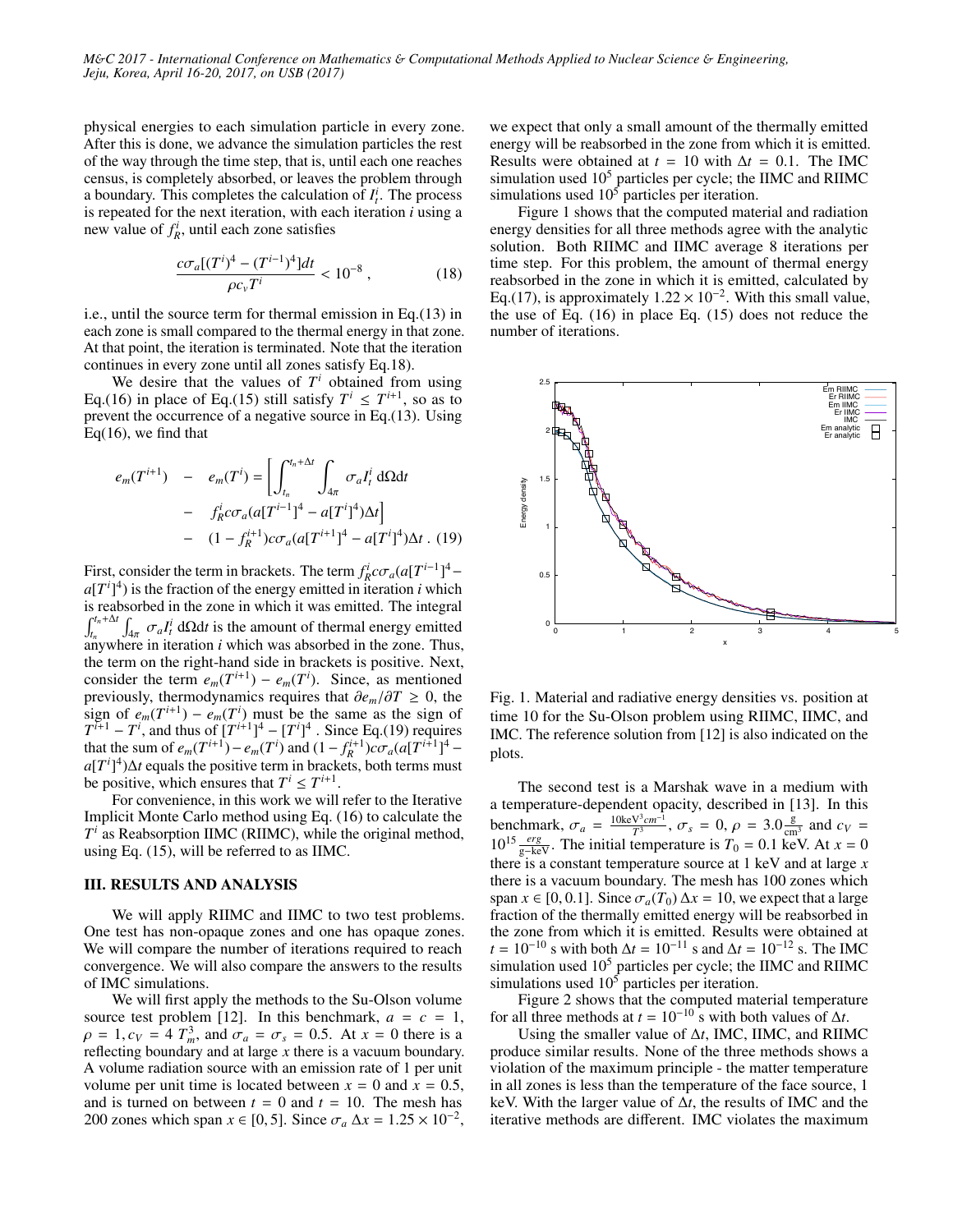physical energies to each simulation particle in every zone. After this is done, we advance the simulation particles the rest of the way through the time step, that is, until each one reaches census, is completely absorbed, or leaves the problem through a boundary. This completes the calculation of $I^i_t$. The process is repeated for the next iteration, with each iteration $i$ using a new value of $f^i_R$, until each zone satisfies

$$\frac{c\sigma_a[(T^i)^4 - (T^{i-1})^4]dt}{\rho c_v T^i} < 10^{-8} , \tag{18}$$

i.e., until the source term for thermal emission in Eq.(13) in each zone is small compared to the thermal energy in that zone. At that point, the iteration is terminated. Note that the iteration continues in every zone until all zones satisfy Eq.18).

We desire that the values of $T^i$ obtained from using Eq.(16) in place of Eq.(15) still satisfy $T^i \leq T^{i+1}$, so as to prevent the occurrence of a negative source in Eq.(13). Using Eq(16), we find that

$$\begin{aligned} e_m(T^{i+1}) \quad - \quad e_m(T^i) &= \left[ \int_{t_n}^{t_n+\Delta t} \int_{4\pi} \sigma_a I^i_t \, d\Omega dt \right. \\ &- \left. f^i_R c\sigma_a (a[T^{i-1}]^4 - a[T^i]^4)\Delta t \right] \\ &- (1 - f^{i+1}_R) c\sigma_a (a[T^{i+1}]^4 - a[T^i]^4)\Delta t \, . \end{aligned} \tag{19}$$

First, consider the term in brackets. The term $f^i_R c\sigma_a(a[T^{i-1}]^4 - a[T^i]^4)$ is the fraction of the energy emitted in iteration $i$ which is reabsorbed in the zone in which it was emitted. The integral $\int_{t_n}^{t_n+\Delta t} \int_{4\pi} \sigma_a I^i_t \, d\Omega dt$ is the amount of thermal energy emitted anywhere in iteration $i$ which was absorbed in the zone. Thus, the term on the right-hand side in brackets is positive. Next, consider the term $e_m(T^{i+1}) - e_m(T^i)$. Since, as mentioned previously, thermodynamics requires that $\partial e_m/\partial T \geq 0$, the sign of $e_m(T^{i+1}) - e_m(T^i)$ must be the same as the sign of $T^{i+1} - T^i$, and thus of $[T^{i+1}]^4 - [T^i]^4$. Since Eq.(19) requires that the sum of $e_m(T^{i+1}) - e_m(T^i)$ and $(1 - f^{i+1}_R)c\sigma_a(a[T^{i+1}]^4 - a[T^i]^4)\Delta t$ equals the positive term in brackets, both terms must be positive, which ensures that $T^i \leq T^{i+1}$.

For convenience, in this work we will refer to the Iterative Implicit Monte Carlo method using Eq. (16) to calculate the $T^i$ as Reabsorption IIMC (RIIMC), while the original method, using Eq. (15), will be referred to as IIMC.

## III. RESULTS AND ANALYSIS

We will apply RIIMC and IIMC to two test problems. One test has non-opaque zones and one has opaque zones. We will compare the number of iterations required to reach convergence. We will also compare the answers to the results of IMC simulations.

We will first apply the methods to the Su-Olson volume source test problem [12]. In this benchmark, $a = c = 1$, $\rho = 1, c_V = 4\ T^3_m$, and $\sigma_a = \sigma_s = 0.5$. At $x = 0$ there is a reflecting boundary and at large $x$ there is a vacuum boundary. A volume radiation source with an emission rate of 1 per unit volume per unit time is located between $x = 0$ and $x = 0.5$, and is turned on between $t = 0$ and $t = 10$. The mesh has 200 zones which span $x \in [0, 5]$. Since $\sigma_a\ \Delta x = 1.25 \times 10^{-2}$, we expect that only a small amount of the thermally emitted energy will be reabsorbed in the zone from which it is emitted. Results were obtained at $t = 10$ with $\Delta t = 0.1$. The IMC simulation used $10^5$ particles per cycle; the IIMC and RIIMC simulations used $10^5$ particles per iteration.

Figure 1 shows that the computed material and radiation energy densities for all three methods agree with the analytic solution. Both RIIMC and IIMC average 8 iterations per time step. For this problem, the amount of thermal energy reabsorbed in the zone in which it is emitted, calculated by Eq.(17), is approximately $1.22 \times 10^{-2}$. With this small value, the use of Eq. (16) in place Eq. (15) does not reduce the number of iterations.

Fig. 1. Material and radiative energy densities vs. position at time 10 for the Su-Olson problem using RIIMC, IIMC, and IMC. The reference solution from [12] is also indicated on the plots.

The second test is a Marshak wave in a medium with a temperature-dependent opacity, described in [13]. In this benchmark, $\sigma_a = \frac{10\text{keV}^3 cm^{-1}}{T^3}$, $\sigma_s = 0$, $\rho = 3.0 \frac{\text{g}}{\text{cm}^3}$ and $c_V = 10^{15} \frac{erg}{\text{g-keV}}$. The initial temperature is $T_0 = 0.1$ keV. At $x = 0$ there is a constant temperature source at 1 keV and at large $x$ there is a vacuum boundary. The mesh has 100 zones which span $x \in [0, 0.1]$. Since $\sigma_a(T_0)\ \Delta x = 10$, we expect that a large fraction of the thermally emitted energy will be reabsorbed in the zone from which it is emitted. Results were obtained at $t = 10^{-10}$ s with both $\Delta t = 10^{-11}$ s and $\Delta t = 10^{-12}$ s. The IMC simulation used $10^5$ particles per cycle; the IIMC and RIIMC simulations used $10^5$ particles per iteration.

Figure 2 shows that the computed material temperature for all three methods at $t = 10^{-10}$ s with both values of $\Delta t$.

Using the smaller value of $\Delta t$, IMC, IIMC, and RIIMC produce similar results. None of the three methods shows a violation of the maximum principle - the matter temperature in all zones is less than the temperature of the face source, 1 keV. With the larger value of $\Delta t$, the results of IMC and the iterative methods are different. IMC violates the maximum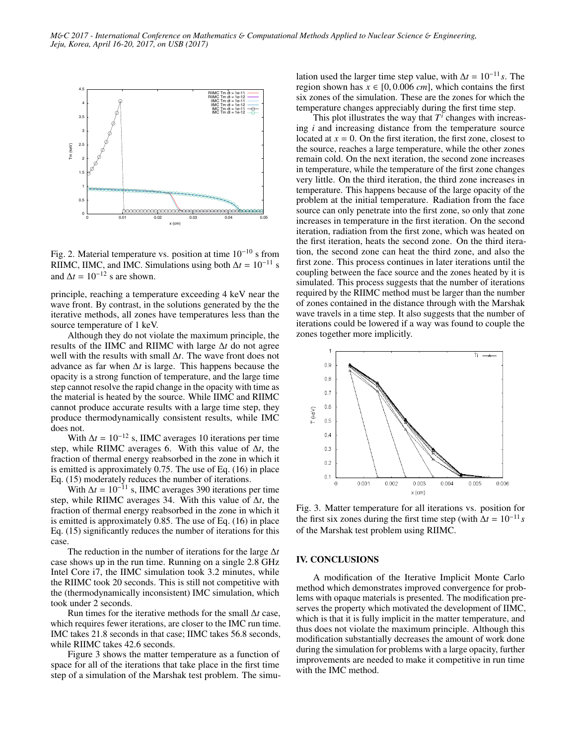Fig. 2. Material temperature vs. position at time $10^{-10}$ s from RIIMC, IIMC, and IMC. Simulations using both $\Delta t = 10^{-11}$ s and $\Delta t = 10^{-12}$ s are shown.

principle, reaching a temperature exceeding 4 keV near the wave front. By contrast, in the solutions generated by the the iterative methods, all zones have temperatures less than the source temperature of 1 keV.

Although they do not violate the maximum principle, the results of the IIMC and RIIMC with large $\Delta t$ do not agree well with the results with small $\Delta t$. The wave front does not advance as far when $\Delta t$ is large. This happens because the opacity is a strong function of temperature, and the large time step cannot resolve the rapid change in the opacity with time as the material is heated by the source. While IIMC and RIIMC cannot produce accurate results with a large time step, they produce thermodynamically consistent results, while IMC does not.

With $\Delta t = 10^{-12}$ s, IIMC averages 10 iterations per time step, while RIIMC averages 6. With this value of $\Delta t$, the fraction of thermal energy reabsorbed in the zone in which it is emitted is approximately 0.75. The use of Eq. (16) in place Eq. (15) moderately reduces the number of iterations.

With $\Delta t = 10^{-11}$ s, IIMC averages 390 iterations per time step, while RIIMC averages 34. With this value of $\Delta t$, the fraction of thermal energy reabsorbed in the zone in which it is emitted is approximately 0.85. The use of Eq. (16) in place Eq. (15) significantly reduces the number of iterations for this case.

The reduction in the number of iterations for the large $\Delta t$ case shows up in the run time. Running on a single 2.8 GHz Intel Core i7, the IIMC simulation took 3.2 minutes, while the RIIMC took 20 seconds. This is still not competitive with the (thermodynamically inconsistent) IMC simulation, which took under 2 seconds.

Run times for the iterative methods for the small $\Delta t$ case, which requires fewer iterations, are closer to the IMC run time. IMC takes 21.8 seconds in that case; IIMC takes 56.8 seconds, while RIIMC takes 42.6 seconds.

Figure 3 shows the matter temperature as a function of space for all of the iterations that take place in the first time step of a simulation of the Marshak test problem. The simulation used the larger time step value, with $\Delta t = 10^{-11} s$. The region shown has $x \in [0, 0.006\ cm]$, which contains the first six zones of the simulation. These are the zones for which the temperature changes appreciably during the first time step.

This plot illustrates the way that $T^i$ changes with increasing $i$ and increasing distance from the temperature source located at $x = 0$. On the first iteration, the first zone, closest to the source, reaches a large temperature, while the other zones remain cold. On the next iteration, the second zone increases in temperature, while the temperature of the first zone changes very little. On the third iteration, the third zone increases in temperature. This happens because of the large opacity of the problem at the initial temperature. Radiation from the face source can only penetrate into the first zone, so only that zone increases in temperature in the first iteration. On the second iteration, radiation from the first zone, which was heated on the first iteration, heats the second zone. On the third iteration, the second zone can heat the third zone, and also the first zone. This process continues in later iterations until the coupling between the face source and the zones heated by it is simulated. This process suggests that the number of iterations required by the RIIMC method must be larger than the number of zones contained in the distance through with the Marshak wave travels in a time step. It also suggests that the number of iterations could be lowered if a way was found to couple the zones together more implicitly.

Fig. 3. Matter temperature for all iterations vs. position for the first six zones during the first time step (with $\Delta t = 10^{-11} s$ of the Marshak test problem using RIIMC.

## IV. CONCLUSIONS

A modification of the Iterative Implicit Monte Carlo method which demonstrates improved convergence for problems with opaque materials is presented. The modification preserves the property which motivated the development of IIMC, which is that it is fully implicit in the matter temperature, and thus does not violate the maximum principle. Although this modification substantially decreases the amount of work done during the simulation for problems with a large opacity, further improvements are needed to make it competitive in run time with the IMC method.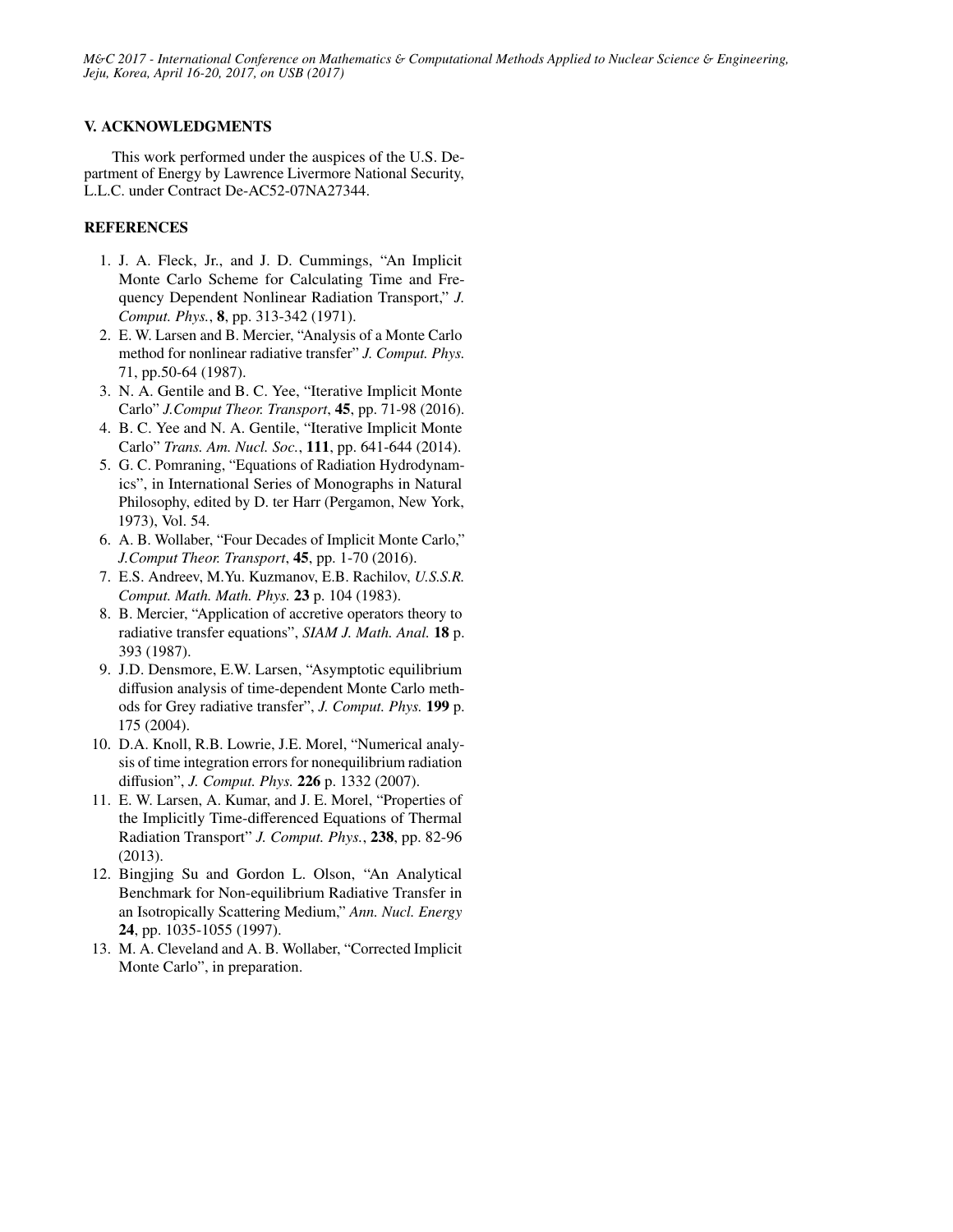## V. ACKNOWLEDGMENTS

This work performed under the auspices of the U.S. Department of Energy by Lawrence Livermore National Security, L.L.C. under Contract De-AC52-07NA27344.

## REFERENCES

1. J. A. Fleck, Jr., and J. D. Cummings, "An Implicit Monte Carlo Scheme for Calculating Time and Frequency Dependent Nonlinear Radiation Transport," *J. Comput. Phys.*, **8**, pp. 313-342 (1971).
2. E. W. Larsen and B. Mercier, "Analysis of a Monte Carlo method for nonlinear radiative transfer" *J. Comput. Phys.* 71, pp.50-64 (1987).
3. N. A. Gentile and B. C. Yee, "Iterative Implicit Monte Carlo" *J.Comput Theor. Transport*, **45**, pp. 71-98 (2016).
4. B. C. Yee and N. A. Gentile, "Iterative Implicit Monte Carlo" *Trans. Am. Nucl. Soc.*, **111**, pp. 641-644 (2014).
5. G. C. Pomraning, "Equations of Radiation Hydrodynamics", in International Series of Monographs in Natural Philosophy, edited by D. ter Harr (Pergamon, New York, 1973), Vol. 54.
6. A. B. Wollaber, "Four Decades of Implicit Monte Carlo," *J.Comput Theor. Transport*, **45**, pp. 1-70 (2016).
7. E.S. Andreev, M.Yu. Kuzmanov, E.B. Rachilov, *U.S.S.R. Comput. Math. Math. Phys.* **23** p. 104 (1983).
8. B. Mercier, "Application of accretive operators theory to radiative transfer equations", *SIAM J. Math. Anal.* **18** p. 393 (1987).
9. J.D. Densmore, E.W. Larsen, "Asymptotic equilibrium diffusion analysis of time-dependent Monte Carlo methods for Grey radiative transfer", *J. Comput. Phys.* **199** p. 175 (2004).
10. D.A. Knoll, R.B. Lowrie, J.E. Morel, "Numerical analysis of time integration errors for nonequilibrium radiation diffusion", *J. Comput. Phys.* **226** p. 1332 (2007).
11. E. W. Larsen, A. Kumar, and J. E. Morel, "Properties of the Implicitly Time-differenced Equations of Thermal Radiation Transport" *J. Comput. Phys.*, **238**, pp. 82-96 (2013).
12. Bingjing Su and Gordon L. Olson, "An Analytical Benchmark for Non-equilibrium Radiative Transfer in an Isotropically Scattering Medium," *Ann. Nucl. Energy* **24**, pp. 1035-1055 (1997).
13. M. A. Cleveland and A. B. Wollaber, "Corrected Implicit Monte Carlo", in preparation.